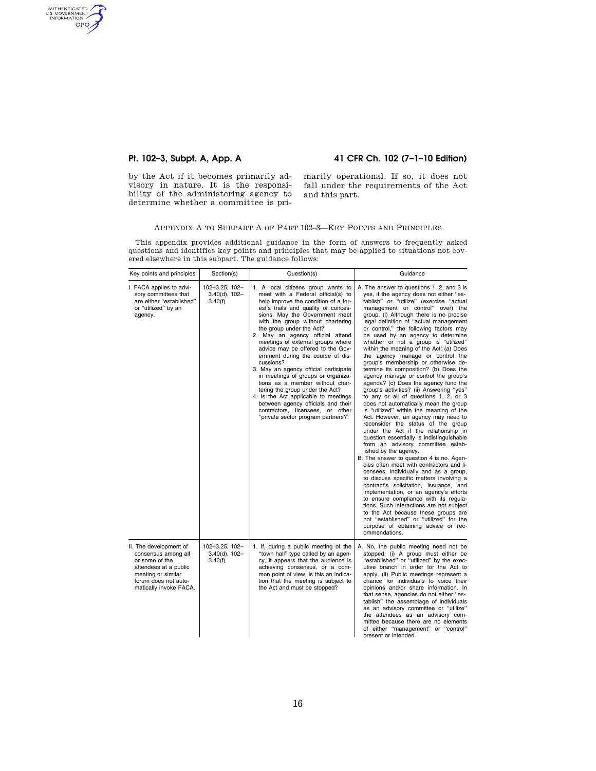by the Act if it becomes primarily advisory in nature. It is the responsibility of the administering agency to determine whether a committee is primarily operational. If so, it does not fall under the requirements of the Act and this part.

## APPENDIX A TO SUBPART A OF PART 102–3—KEY POINTS AND PRINCIPLES

This appendix provides additional guidance in the form of answers to frequently asked questions and identifies key points and principles that may be applied to situations not covered elsewhere in this subpart. The guidance follows:

| Key points and principles | Section(s) | Question(s) | Guidance |
|---|---|---|---|
| I. FACA applies to advisory committees that are either "established" or "utilized" by an agency. | 102–3.25, 102–3.40(d), 102–3.40(f) | 1. A local citizens group wants to meet with a Federal official(s) to help improve the condition of a forest's trails and quality of concessions. May the Government meet with the group without chartering the group under the Act?<br>2. May an agency official attend meetings of external groups where advice may be offered to the Government during the course of discussions?<br>3. May an agency official participate in meetings of groups or organizations as a member without chartering the group under the Act?<br>4. Is the Act applicable to meetings between agency officials and their contractors, licensees, or other "private sector program partners?" | A. The answer to questions 1, 2, and 3 is yes, if the agency does not either "establish" or "utilize" (exercise "actual management or control" over) the group. (i) Although there is no precise legal definition of "actual management or control," the following factors may be used by an agency to determine whether or not a group is "utilized" within the meaning of the Act: (a) Does the agency manage or control the group's membership or otherwise determine its composition? (b) Does the agency manage or control the group's agenda? (c) Does the agency fund the group's activities? (ii) Answering "yes" to any or all of questions 1, 2, or 3 does not automatically mean the group is "utilized" within the meaning of the Act. However, an agency may need to reconsider the status of the group under the Act if the relationship in question essentially is indistinguishable from an advisory committee established by the agency.<br>B. The answer to question 4 is no. Agencies often meet with contractors and licensees, individually and as a group, to discuss specific matters involving a contract's solicitation, issuance, and implementation, or an agency's efforts to ensure compliance with its regulations. Such interactions are not subject to the Act because these groups are not "established" or "utilized" for the purpose of obtaining advice or recommendations. |
| II. The development of consensus among all or some of the attendees at a public meeting or similar forum does not automatically invoke FACA. | 102–3.25, 102–3.40(d), 102–3.40(f) | 1. If, during a public meeting of the "town hall" type called by an agency, it appears that the audience is achieving consensus, or a common point of view, is this an indication that the meeting is subject to the Act and must be stopped? | A. No, the public meeting need not be stopped. (i) A group must either be "established" or "utilized" by the executive branch in order for the Act to apply. (ii) Public meetings represent a chance for individuals to voice their opinions and/or share information. In that sense, agencies do not either "establish" the assemblage of individuals as an advisory committee or "utilize" the attendees as an advisory committee because there are no elements of either "management" or "control" present or intended. |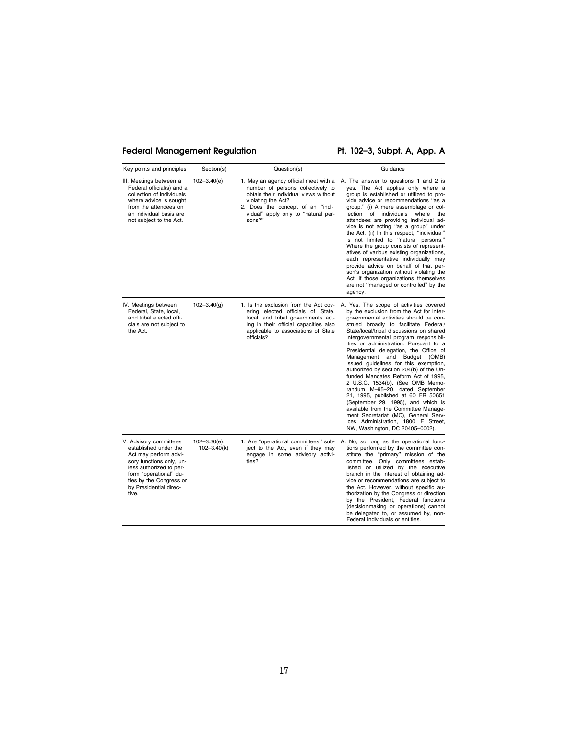| Key points and principles | Section(s) | Question(s) | Guidance |
|---|---|---|---|
| III. Meetings between a Federal official(s) and a collection of individuals where advice is sought from the attendees on an individual basis are not subject to the Act. | 102–3.40(e) | 1. May an agency official meet with a number of persons collectively to obtain their individual views without violating the Act? 2. Does the concept of an "individual" apply only to "natural persons?" | A. The answer to questions 1 and 2 is yes. The Act applies only where a group is established or utilized to provide advice or recommendations "as a group." (i) A mere assemblage or collection of individuals where the attendees are providing individual advice is not acting "as a group" under the Act. (ii) In this respect, "individual" is not limited to "natural persons." Where the group consists of representatives of various existing organizations, each representative individually may provide advice on behalf of that person's organization without violating the Act, if those organizations themselves are not "managed or controlled" by the agency. |
| IV. Meetings between Federal, State, local, and tribal elected officials are not subject to the Act. | 102–3.40(g) | 1. Is the exclusion from the Act covering elected officials of State, local, and tribal governments acting in their official capacities also applicable to associations of State officials? | A. Yes. The scope of activities covered by the exclusion from the Act for intergovernmental activities should be construed broadly to facilitate Federal/State/local/tribal discussions on shared intergovernmental program responsibilities or administration. Pursuant to a Presidential delegation, the Office of Management and Budget (OMB) issued guidelines for this exemption, authorized by section 204(b) of the Unfunded Mandates Reform Act of 1995, 2 U.S.C. 1534(b). (See OMB Memorandum M–95–20, dated September 21, 1995, published at 60 FR 50651 (September 29, 1995), and which is available from the Committee Management Secretariat (MC), General Services Administration, 1800 F Street, NW, Washington, DC 20405–0002). |
| V. Advisory committees established under the Act may perform advisory functions only, unless authorized to perform "operational" duties by the Congress or by Presidential directive. | 102–3.30(e), 102–3.40(k) | 1. Are "operational committees" subject to the Act, even if they may engage in some advisory activities? | A. No, so long as the operational functions performed by the committee constitute the "primary" mission of the committee. Only committees established or utilized by the executive branch in the interest of obtaining advice or recommendations are subject to the Act. However, without specific authorization by the Congress or direction by the President, Federal functions (decisionmaking or operations) cannot be delegated to, or assumed by, non-Federal individuals or entities. |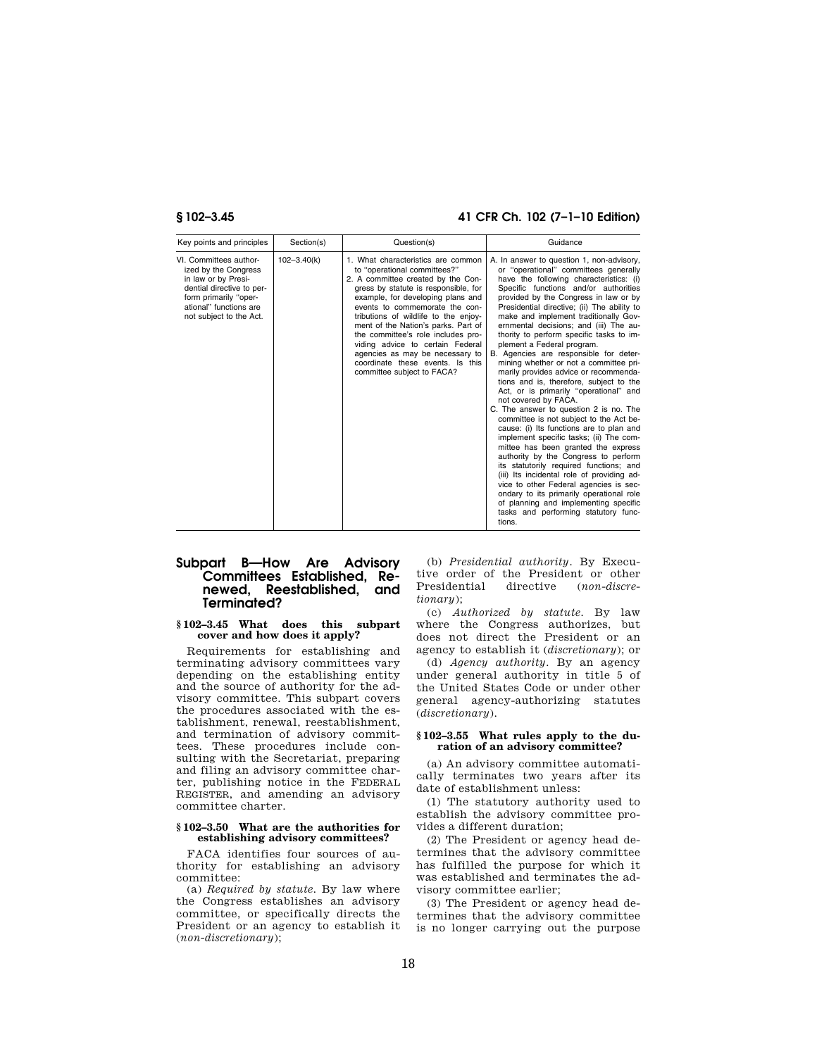| Key points and principles | Section(s) | Question(s) | Guidance |
|---|---|---|---|
| VI. Committees authorized by the Congress in law or by Presidential directive to perform primarily "operational" functions are not subject to the Act. | 102–3.40(k) | 1. What characteristics are common to "operational committees?" 2. A committee created by the Congress by statute is responsible, for example, for developing plans and events to commemorate the contributions of wildlife to the enjoyment of the Nation's parks. Part of the committee's role includes providing advice to certain Federal agencies as may be necessary to coordinate these events. Is this committee subject to FACA? | A. In answer to question 1, non-advisory, or "operational" committees generally have the following characteristics: (i) Specific functions and/or authorities provided by the Congress in law or by Presidential directive; (ii) The ability to make and implement traditionally Governmental decisions; and (iii) The authority to perform specific tasks to implement a Federal program. B. Agencies are responsible for determining whether or not a committee primarily provides advice or recommendations and is, therefore, subject to the Act, or is primarily "operational" and not covered by FACA. C. The answer to question 2 is no. The committee is not subject to the Act because: (i) Its functions are to plan and implement specific tasks; (ii) The committee has been granted the express authority by the Congress to perform its statutorily required functions; and (iii) Its incidental role of providing advice to other Federal agencies is secondary to its primarily operational role of planning and implementing specific tasks and performing statutory functions. |

## Subpart B—How Are Advisory Committees Established, Renewed, Reestablished, and Terminated?

### § 102–3.45 What does this subpart cover and how does it apply?

Requirements for establishing and terminating advisory committees vary depending on the establishing entity and the source of authority for the advisory committee. This subpart covers the procedures associated with the establishment, renewal, reestablishment, and termination of advisory committees. These procedures include consulting with the Secretariat, preparing and filing an advisory committee charter, publishing notice in the FEDERAL REGISTER, and amending an advisory committee charter.

### § 102–3.50 What are the authorities for establishing advisory committees?

FACA identifies four sources of authority for establishing an advisory committee:

(a) *Required by statute.* By law where the Congress establishes an advisory committee, or specifically directs the President or an agency to establish it (*non-discretionary*);

(b) *Presidential authority.* By Executive order of the President or other Presidential directive (*non-discretionary*);

(c) *Authorized by statute.* By law where the Congress authorizes, but does not direct the President or an agency to establish it (*discretionary*); or

(d) *Agency authority.* By an agency under general authority in title 5 of the United States Code or under other general agency-authorizing statutes (*discretionary*).

### § 102–3.55 What rules apply to the duration of an advisory committee?

(a) An advisory committee automatically terminates two years after its date of establishment unless:

(1) The statutory authority used to establish the advisory committee provides a different duration;

(2) The President or agency head determines that the advisory committee has fulfilled the purpose for which it was established and terminates the advisory committee earlier;

(3) The President or agency head determines that the advisory committee is no longer carrying out the purpose